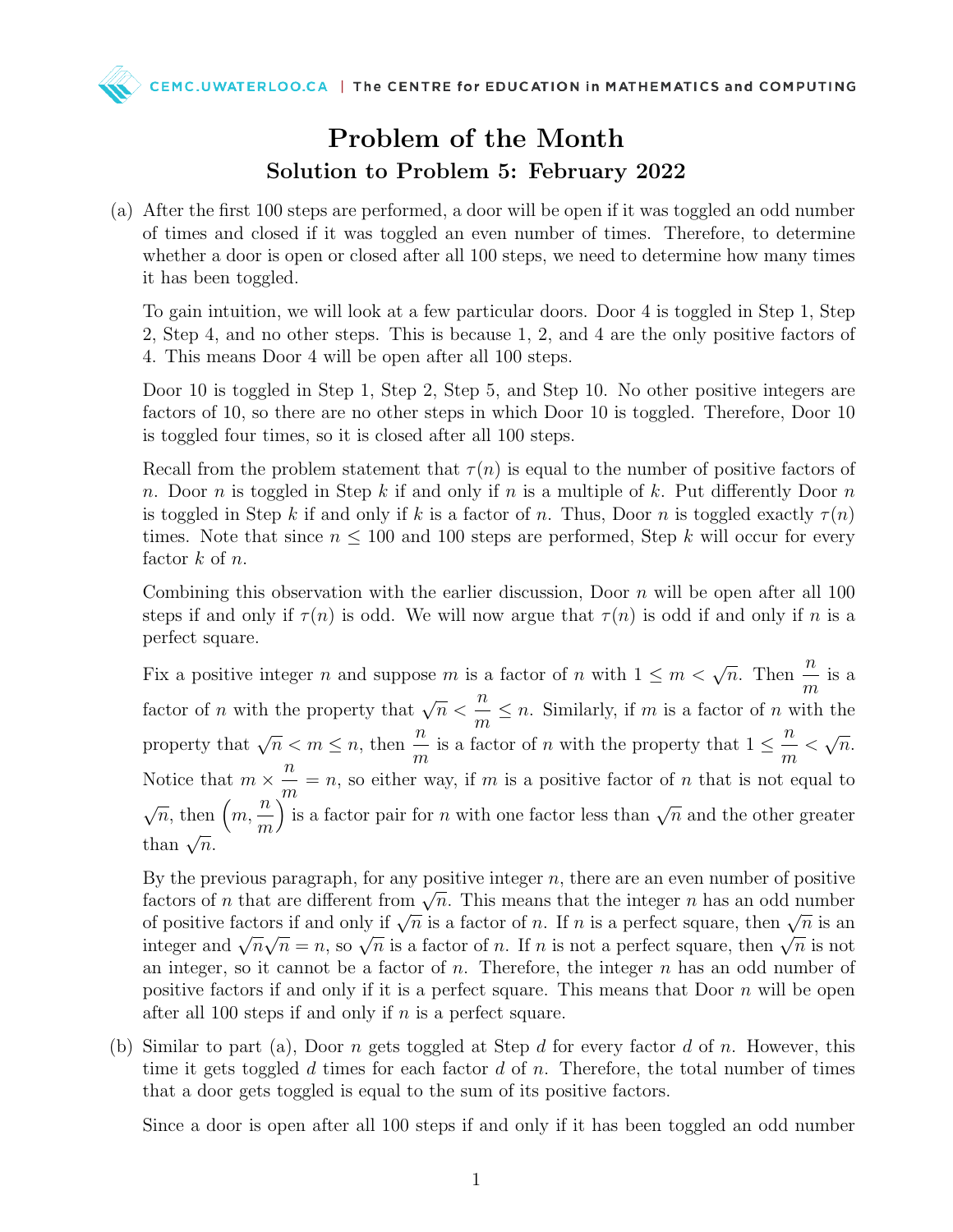# Problem of the Month

## Solution to Problem 5: February 2022

(a) After the first 100 steps are performed, a door will be open if it was toggled an odd number of times and closed if it was toggled an even number of times. Therefore, to determine whether a door is open or closed after all 100 steps, we need to determine how many times it has been toggled.

To gain intuition, we will look at a few particular doors. Door 4 is toggled in Step 1, Step 2, Step 4, and no other steps. This is because 1, 2, and 4 are the only positive factors of 4. This means Door 4 will be open after all 100 steps.

Door 10 is toggled in Step 1, Step 2, Step 5, and Step 10. No other positive integers are factors of 10, so there are no other steps in which Door 10 is toggled. Therefore, Door 10 is toggled four times, so it is closed after all 100 steps.

Recall from the problem statement that $\tau(n)$ is equal to the number of positive factors of $n$. Door $n$ is toggled in Step $k$ if and only if $n$ is a multiple of $k$. Put differently Door $n$ is toggled in Step $k$ if and only if $k$ is a factor of $n$. Thus, Door $n$ is toggled exactly $\tau(n)$ times. Note that since $n \leq 100$ and 100 steps are performed, Step $k$ will occur for every factor $k$ of $n$.

Combining this observation with the earlier discussion, Door $n$ will be open after all 100 steps if and only if $\tau(n)$ is odd. We will now argue that $\tau(n)$ is odd if and only if $n$ is a perfect square.

Fix a positive integer $n$ and suppose $m$ is a factor of $n$ with $1 \leq m < \sqrt{n}$. Then $\dfrac{n}{m}$ is a factor of $n$ with the property that $\sqrt{n} < \dfrac{n}{m} \leq n$. Similarly, if $m$ is a factor of $n$ with the property that $\sqrt{n} < m \leq n$, then $\dfrac{n}{m}$ is a factor of $n$ with the property that $1 \leq \dfrac{n}{m} < \sqrt{n}$. Notice that $m \times \dfrac{n}{m} = n$, so either way, if $m$ is a positive factor of $n$ that is not equal to $\sqrt{n}$, then $\left(m, \dfrac{n}{m}\right)$ is a factor pair for $n$ with one factor less than $\sqrt{n}$ and the other greater than $\sqrt{n}$.

By the previous paragraph, for any positive integer $n$, there are an even number of positive factors of $n$ that are different from $\sqrt{n}$. This means that the integer $n$ has an odd number of positive factors if and only if $\sqrt{n}$ is a factor of $n$. If $n$ is a perfect square, then $\sqrt{n}$ is an integer and $\sqrt{n}\sqrt{n} = n$, so $\sqrt{n}$ is a factor of $n$. If $n$ is not a perfect square, then $\sqrt{n}$ is not an integer, so it cannot be a factor of $n$. Therefore, the integer $n$ has an odd number of positive factors if and only if it is a perfect square. This means that Door $n$ will be open after all 100 steps if and only if $n$ is a perfect square.

(b) Similar to part (a), Door $n$ gets toggled at Step $d$ for every factor $d$ of $n$. However, this time it gets toggled $d$ times for each factor $d$ of $n$. Therefore, the total number of times that a door gets toggled is equal to the sum of its positive factors.

Since a door is open after all 100 steps if and only if it has been toggled an odd number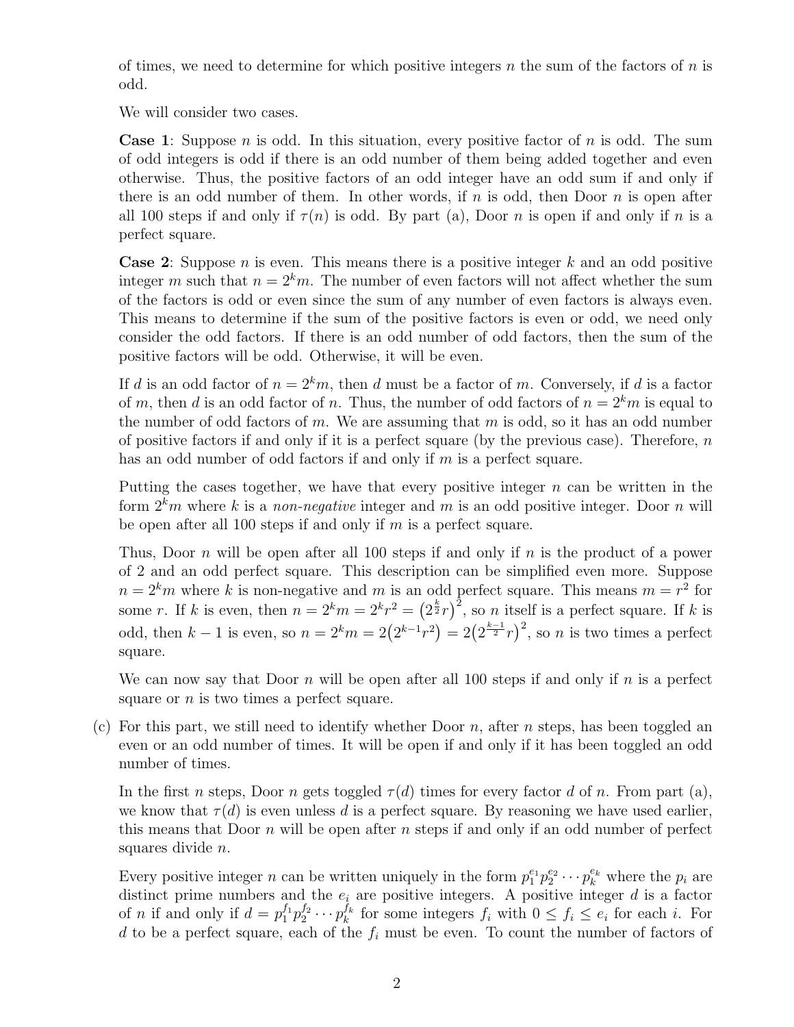of times, we need to determine for which positive integers $n$ the sum of the factors of $n$ is odd.

We will consider two cases.

**Case 1**: Suppose $n$ is odd. In this situation, every positive factor of $n$ is odd. The sum of odd integers is odd if there is an odd number of them being added together and even otherwise. Thus, the positive factors of an odd integer have an odd sum if and only if there is an odd number of them. In other words, if $n$ is odd, then Door $n$ is open after all 100 steps if and only if $\tau(n)$ is odd. By part (a), Door $n$ is open if and only if $n$ is a perfect square.

**Case 2**: Suppose $n$ is even. This means there is a positive integer $k$ and an odd positive integer $m$ such that $n = 2^k m$. The number of even factors will not affect whether the sum of the factors is odd or even since the sum of any number of even factors is always even. This means to determine if the sum of the positive factors is even or odd, we need only consider the odd factors. If there is an odd number of odd factors, then the sum of the positive factors will be odd. Otherwise, it will be even.

If $d$ is an odd factor of $n = 2^k m$, then $d$ must be a factor of $m$. Conversely, if $d$ is a factor of $m$, then $d$ is an odd factor of $n$. Thus, the number of odd factors of $n = 2^k m$ is equal to the number of odd factors of $m$. We are assuming that $m$ is odd, so it has an odd number of positive factors if and only if it is a perfect square (by the previous case). Therefore, $n$ has an odd number of odd factors if and only if $m$ is a perfect square.

Putting the cases together, we have that every positive integer $n$ can be written in the form $2^k m$ where $k$ is a *non-negative* integer and $m$ is an odd positive integer. Door $n$ will be open after all 100 steps if and only if $m$ is a perfect square.

Thus, Door $n$ will be open after all 100 steps if and only if $n$ is the product of a power of 2 and an odd perfect square. This description can be simplified even more. Suppose $n = 2^k m$ where $k$ is non-negative and $m$ is an odd perfect square. This means $m = r^2$ for some $r$. If $k$ is even, then $n = 2^k m = 2^k r^2 = \left(2^{\frac{k}{2}} r\right)^2$, so $n$ itself is a perfect square. If $k$ is odd, then $k-1$ is even, so $n = 2^k m = 2\left(2^{k-1} r^2\right) = 2\left(2^{\frac{k-1}{2}} r\right)^2$, so $n$ is two times a perfect square.

We can now say that Door $n$ will be open after all 100 steps if and only if $n$ is a perfect square or $n$ is two times a perfect square.

(c) For this part, we still need to identify whether Door $n$, after $n$ steps, has been toggled an even or an odd number of times. It will be open if and only if it has been toggled an odd number of times.

In the first $n$ steps, Door $n$ gets toggled $\tau(d)$ times for every factor $d$ of $n$. From part (a), we know that $\tau(d)$ is even unless $d$ is a perfect square. By reasoning we have used earlier, this means that Door $n$ will be open after $n$ steps if and only if an odd number of perfect squares divide $n$.

Every positive integer $n$ can be written uniquely in the form $p_1^{e_1} p_2^{e_2} \cdots p_k^{e_k}$ where the $p_i$ are distinct prime numbers and the $e_i$ are positive integers. A positive integer $d$ is a factor of $n$ if and only if $d = p_1^{f_1} p_2^{f_2} \cdots p_k^{f_k}$ for some integers $f_i$ with $0 \leq f_i \leq e_i$ for each $i$. For $d$ to be a perfect square, each of the $f_i$ must be even. To count the number of factors of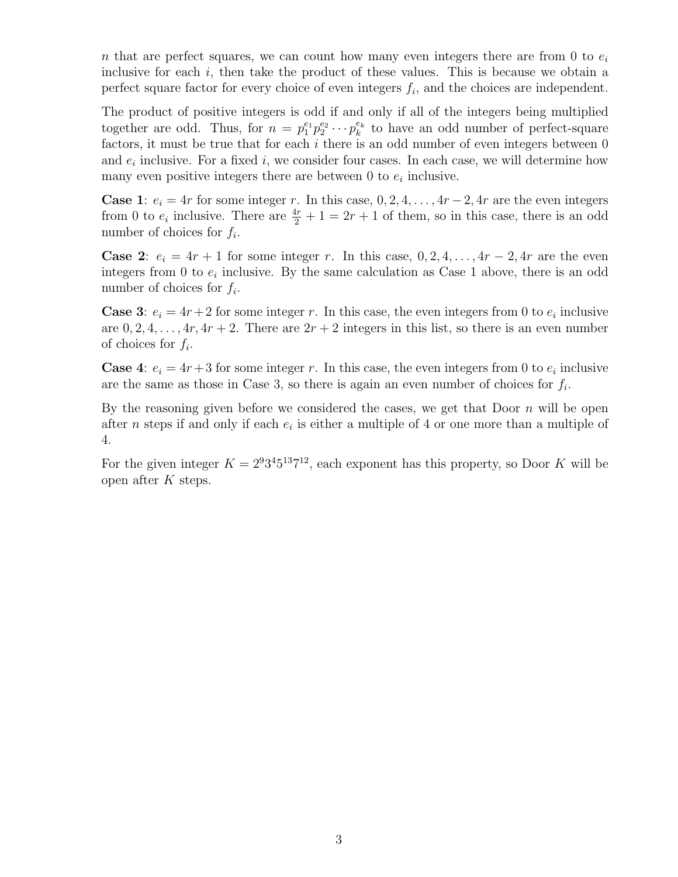$n$ that are perfect squares, we can count how many even integers there are from 0 to $e_i$ inclusive for each $i$, then take the product of these values. This is because we obtain a perfect square factor for every choice of even integers $f_i$, and the choices are independent.

The product of positive integers is odd if and only if all of the integers being multiplied together are odd. Thus, for $n = p_1^{e_1} p_2^{e_2} \cdots p_k^{e_k}$ to have an odd number of perfect-square factors, it must be true that for each $i$ there is an odd number of even integers between 0 and $e_i$ inclusive. For a fixed $i$, we consider four cases. In each case, we will determine how many even positive integers there are between 0 to $e_i$ inclusive.

**Case 1**: $e_i = 4r$ for some integer $r$. In this case, $0, 2, 4, \ldots, 4r-2, 4r$ are the even integers from 0 to $e_i$ inclusive. There are $\frac{4r}{2} + 1 = 2r + 1$ of them, so in this case, there is an odd number of choices for $f_i$.

**Case 2**: $e_i = 4r + 1$ for some integer $r$. In this case, $0, 2, 4, \ldots, 4r-2, 4r$ are the even integers from 0 to $e_i$ inclusive. By the same calculation as Case 1 above, there is an odd number of choices for $f_i$.

**Case 3**: $e_i = 4r + 2$ for some integer $r$. In this case, the even integers from 0 to $e_i$ inclusive are $0, 2, 4, \ldots, 4r, 4r + 2$. There are $2r + 2$ integers in this list, so there is an even number of choices for $f_i$.

**Case 4**: $e_i = 4r + 3$ for some integer $r$. In this case, the even integers from 0 to $e_i$ inclusive are the same as those in Case 3, so there is again an even number of choices for $f_i$.

By the reasoning given before we considered the cases, we get that Door $n$ will be open after $n$ steps if and only if each $e_i$ is either a multiple of 4 or one more than a multiple of 4.

For the given integer $K = 2^9 3^4 5^{13} 7^{12}$, each exponent has this property, so Door $K$ will be open after $K$ steps.